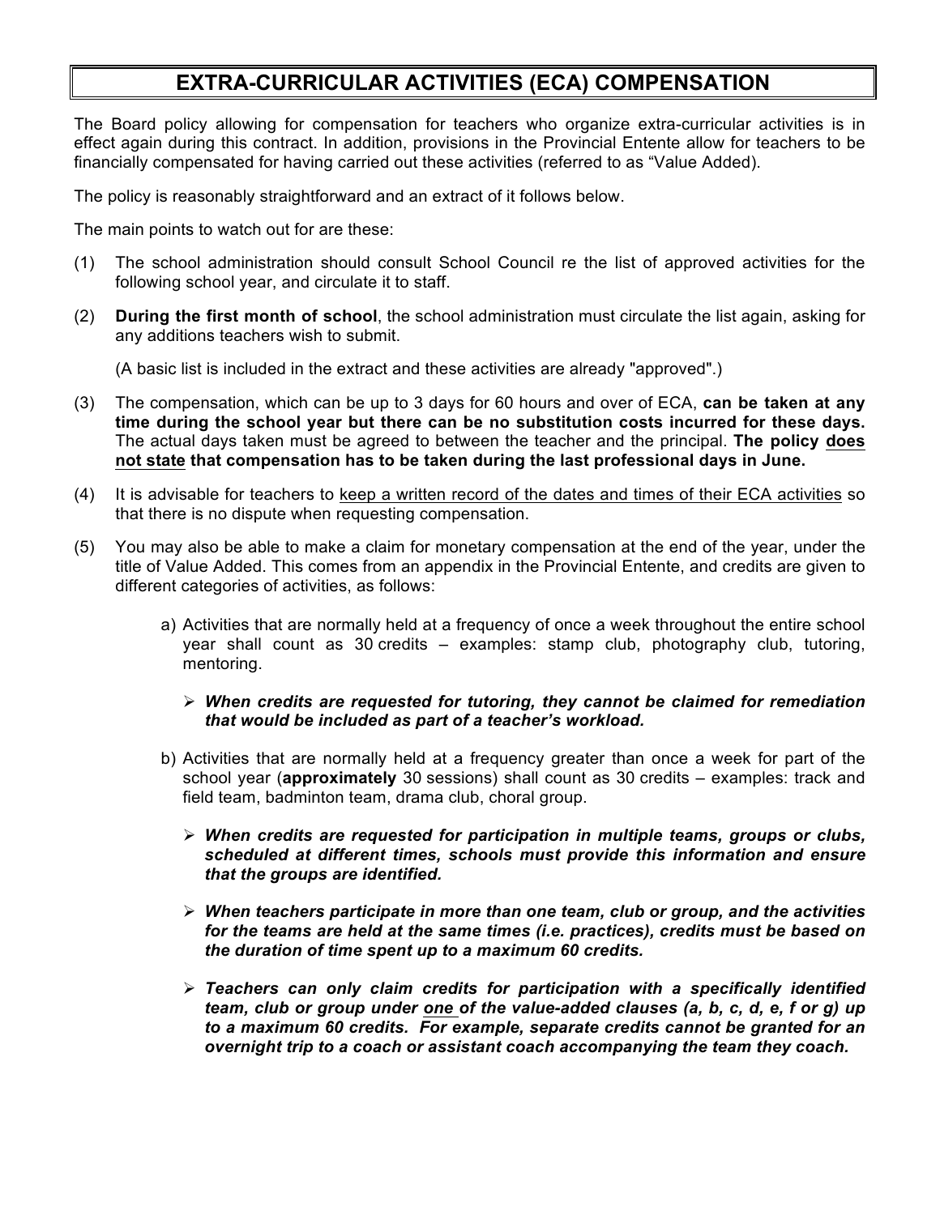# EXTRA-CURRICULAR ACTIVITIES (ECA) COMPENSATION

The Board policy allowing for compensation for teachers who organize extra-curricular activities is in effect again during this contract. In addition, provisions in the Provincial Entente allow for teachers to be financially compensated for having carried out these activities (referred to as "Value Added).

The policy is reasonably straightforward and an extract of it follows below.

The main points to watch out for are these:

(1) The school administration should consult School Council re the list of approved activities for the following school year, and circulate it to staff.

(2) **During the first month of school**, the school administration must circulate the list again, asking for any additions teachers wish to submit.

 (A basic list is included in the extract and these activities are already "approved".)

(3) The compensation, which can be up to 3 days for 60 hours and over of ECA, **can be taken at any time during the school year but there can be no substitution costs incurred for these days.** The actual days taken must be agreed to between the teacher and the principal. **The policy <u>does not state</u> that compensation has to be taken during the last professional days in June.**

(4) It is advisable for teachers to <u>keep a written record of the dates and times of their ECA activities</u> so that there is no dispute when requesting compensation.

(5) You may also be able to make a claim for monetary compensation at the end of the year, under the title of Value Added. This comes from an appendix in the Provincial Entente, and credits are given to different categories of activities, as follows:

 a) Activities that are normally held at a frequency of once a week throughout the entire school year shall count as 30 credits – examples: stamp club, photography club, tutoring, mentoring.

 - ***When credits are requested for tutoring, they cannot be claimed for remediation that would be included as part of a teacher's workload.***

 b) Activities that are normally held at a frequency greater than once a week for part of the school year (**approximately** 30 sessions) shall count as 30 credits – examples: track and field team, badminton team, drama club, choral group.

 - ***When credits are requested for participation in multiple teams, groups or clubs, scheduled at different times, schools must provide this information and ensure that the groups are identified.***
 - ***When teachers participate in more than one team, club or group, and the activities for the teams are held at the same times (i.e. practices), credits must be based on the duration of time spent up to a maximum 60 credits.***
 - ***Teachers can only claim credits for participation with a specifically identified team, club or group under <u>one</u> of the value-added clauses (a, b, c, d, e, f or g) up to a maximum 60 credits. For example, separate credits cannot be granted for an overnight trip to a coach or assistant coach accompanying the team they coach.***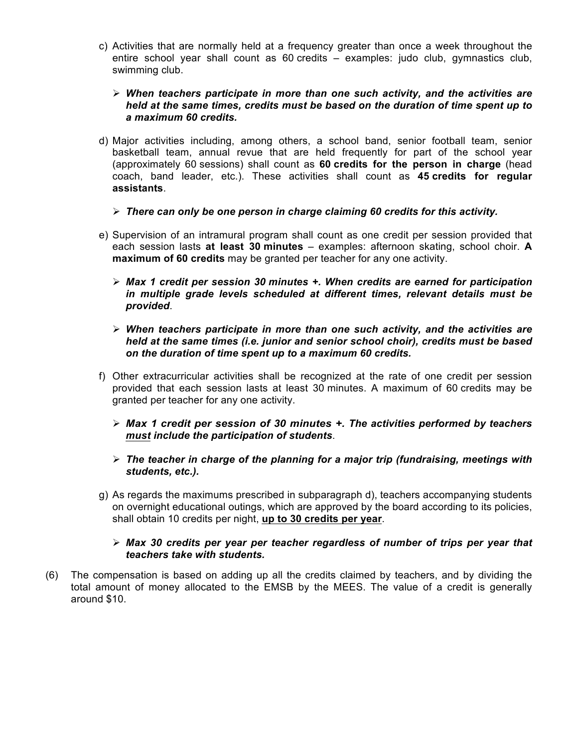c) Activities that are normally held at a frequency greater than once a week throughout the entire school year shall count as 60 credits – examples: judo club, gymnastics club, swimming club.

   - ***When teachers participate in more than one such activity, and the activities are held at the same times, credits must be based on the duration of time spent up to a maximum 60 credits.***

d) Major activities including, among others, a school band, senior football team, senior basketball team, annual revue that are held frequently for part of the school year (approximately 60 sessions) shall count as **60 credits for the person in charge** (head coach, band leader, etc.). These activities shall count as **45 credits for regular assistants**.

   - ***There can only be one person in charge claiming 60 credits for this activity.***

e) Supervision of an intramural program shall count as one credit per session provided that each session lasts **at least 30 minutes** – examples: afternoon skating, school choir. **A maximum of 60 credits** may be granted per teacher for any one activity.

   - ***Max 1 credit per session 30 minutes +. When credits are earned for participation in multiple grade levels scheduled at different times, relevant details must be provided***.

   - ***When teachers participate in more than one such activity, and the activities are held at the same times (i.e. junior and senior school choir), credits must be based on the duration of time spent up to a maximum 60 credits.***

f) Other extracurricular activities shall be recognized at the rate of one credit per session provided that each session lasts at least 30 minutes. A maximum of 60 credits may be granted per teacher for any one activity.

   - ***Max 1 credit per session of 30 minutes +. The activities performed by teachers <u>must</u> include the participation of students***.

   - ***The teacher in charge of the planning for a major trip (fundraising, meetings with students, etc.).***

g) As regards the maximums prescribed in subparagraph d), teachers accompanying students on overnight educational outings, which are approved by the board according to its policies, shall obtain 10 credits per night, **<u>up to 30 credits per year</u>**.

   - ***Max 30 credits per year per teacher regardless of number of trips per year that teachers take with students.***

(6) The compensation is based on adding up all the credits claimed by teachers, and by dividing the total amount of money allocated to the EMSB by the MEES. The value of a credit is generally around $10.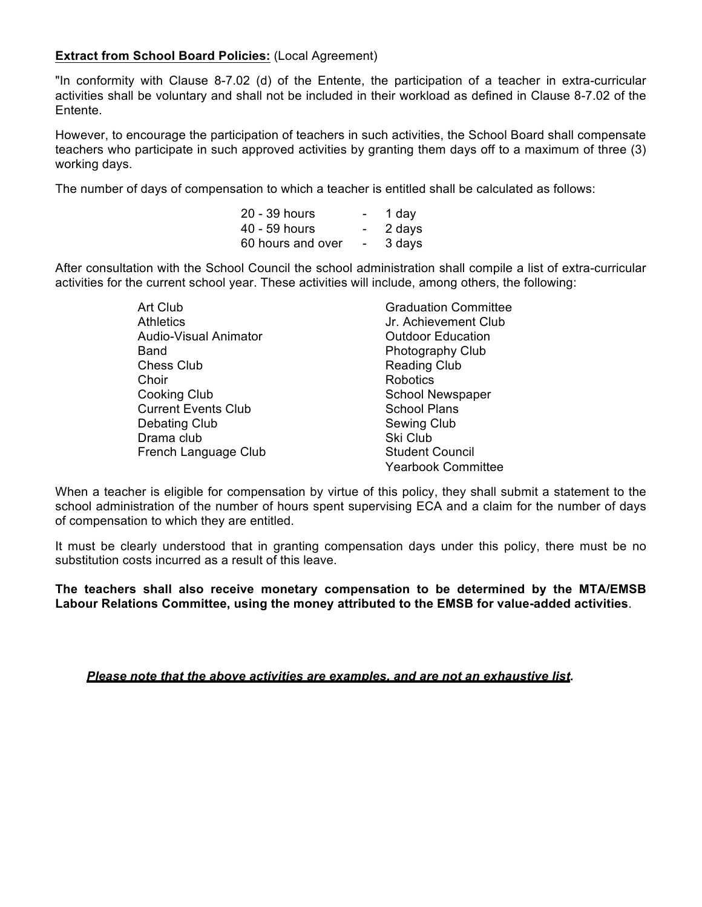**<u>Extract from School Board Policies:</u>** (Local Agreement)

"In conformity with Clause 8-7.02 (d) of the Entente, the participation of a teacher in extra-curricular activities shall be voluntary and shall not be included in their workload as defined in Clause 8-7.02 of the Entente.

However, to encourage the participation of teachers in such activities, the School Board shall compensate teachers who participate in such approved activities by granting them days off to a maximum of three (3) working days.

The number of days of compensation to which a teacher is entitled shall be calculated as follows:

| | | |
|---|---|---|
| 20 - 39 hours | - | 1 day |
| 40 - 59 hours | - | 2 days |
| 60 hours and over | - | 3 days |

After consultation with the School Council the school administration shall compile a list of extra-curricular activities for the current school year. These activities will include, among others, the following:

- Art Club
- Athletics
- Audio-Visual Animator
- Band
- Chess Club
- Choir
- Cooking Club
- Current Events Club
- Debating Club
- Drama club
- French Language Club
- Graduation Committee
- Jr. Achievement Club
- Outdoor Education
- Photography Club
- Reading Club
- Robotics
- School Newspaper
- School Plans
- Sewing Club
- Ski Club
- Student Council
- Yearbook Committee

When a teacher is eligible for compensation by virtue of this policy, they shall submit a statement to the school administration of the number of hours spent supervising ECA and a claim for the number of days of compensation to which they are entitled.

It must be clearly understood that in granting compensation days under this policy, there must be no substitution costs incurred as a result of this leave.

**The teachers shall also receive monetary compensation to be determined by the MTA/EMSB Labour Relations Committee, using the money attributed to the EMSB for value-added activities**.

***<u>Please note that the above activities are examples, and are not an exhaustive list</u>.***